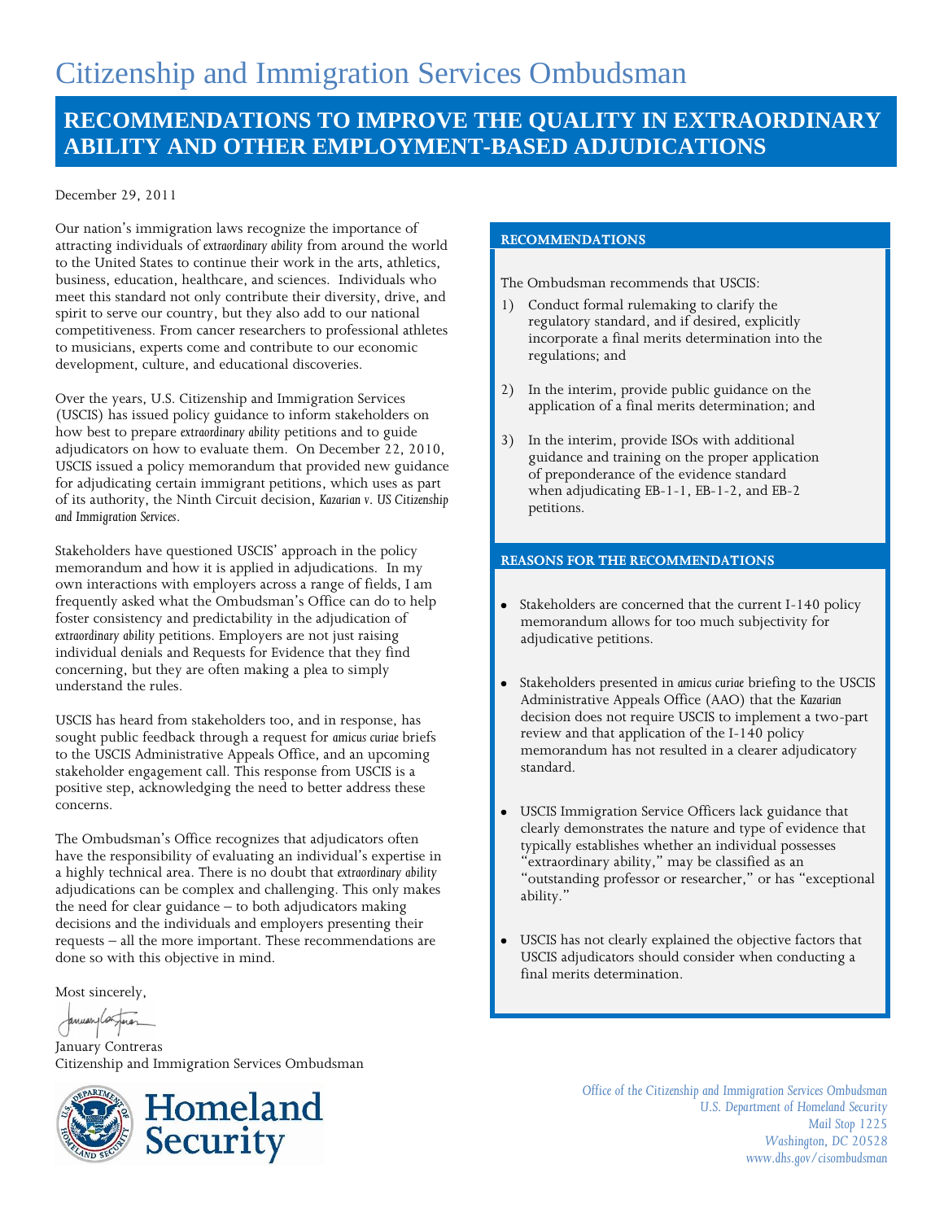# Citizenship and Immigration Services Ombudsman

## RECOMMENDATIONS TO IMPROVE THE QUALITY IN EXTRAORDINARY ABILITY AND OTHER EMPLOYMENT-BASED ADJUDICATIONS

December 29, 2011

Our nation's immigration laws recognize the importance of attracting individuals of *extraordinary ability* from around the world to the United States to continue their work in the arts, athletics, business, education, healthcare, and sciences. Individuals who meet this standard not only contribute their diversity, drive, and spirit to serve our country, but they also add to our national competitiveness. From cancer researchers to professional athletes to musicians, experts come and contribute to our economic development, culture, and educational discoveries.

Over the years, U.S. Citizenship and Immigration Services (USCIS) has issued policy guidance to inform stakeholders on how best to prepare *extraordinary ability* petitions and to guide adjudicators on how to evaluate them. On December 22, 2010, USCIS issued a policy memorandum that provided new guidance for adjudicating certain immigrant petitions, which uses as part of its authority, the Ninth Circuit decision, *Kazarian v. US Citizenship and Immigration Services*.

Stakeholders have questioned USCIS' approach in the policy memorandum and how it is applied in adjudications. In my own interactions with employers across a range of fields, I am frequently asked what the Ombudsman's Office can do to help foster consistency and predictability in the adjudication of *extraordinary ability* petitions. Employers are not just raising individual denials and Requests for Evidence that they find concerning, but they are often making a plea to simply understand the rules.

USCIS has heard from stakeholders too, and in response, has sought public feedback through a request for *amicus curiae* briefs to the USCIS Administrative Appeals Office, and an upcoming stakeholder engagement call. This response from USCIS is a positive step, acknowledging the need to better address these concerns.

The Ombudsman's Office recognizes that adjudicators often have the responsibility of evaluating an individual's expertise in a highly technical area. There is no doubt that *extraordinary ability* adjudications can be complex and challenging. This only makes the need for clear guidance – to both adjudicators making decisions and the individuals and employers presenting their requests – all the more important. These recommendations are done so with this objective in mind.

Most sincerely,

January Contreras
Citizenship and Immigration Services Ombudsman

### RECOMMENDATIONS

The Ombudsman recommends that USCIS:

1) Conduct formal rulemaking to clarify the regulatory standard, and if desired, explicitly incorporate a final merits determination into the regulations; and
2) In the interim, provide public guidance on the application of a final merits determination; and
3) In the interim, provide ISOs with additional guidance and training on the proper application of preponderance of the evidence standard when adjudicating EB-1-1, EB-1-2, and EB-2 petitions.

### REASONS FOR THE RECOMMENDATIONS

- Stakeholders are concerned that the current I-140 policy memorandum allows for too much subjectivity for adjudicative petitions.
- Stakeholders presented in *amicus curiae* briefing to the USCIS Administrative Appeals Office (AAO) that the *Kazarian* decision does not require USCIS to implement a two-part review and that application of the I-140 policy memorandum has not resulted in a clearer adjudicatory standard.
- USCIS Immigration Service Officers lack guidance that clearly demonstrates the nature and type of evidence that typically establishes whether an individual possesses "extraordinary ability," may be classified as an "outstanding professor or researcher," or has "exceptional ability."
- USCIS has not clearly explained the objective factors that USCIS adjudicators should consider when conducting a final merits determination.

Office of the Citizenship and Immigration Services Ombudsman
U.S. Department of Homeland Security
Mail Stop 1225
Washington, DC 20528
www.dhs.gov/cisombudsman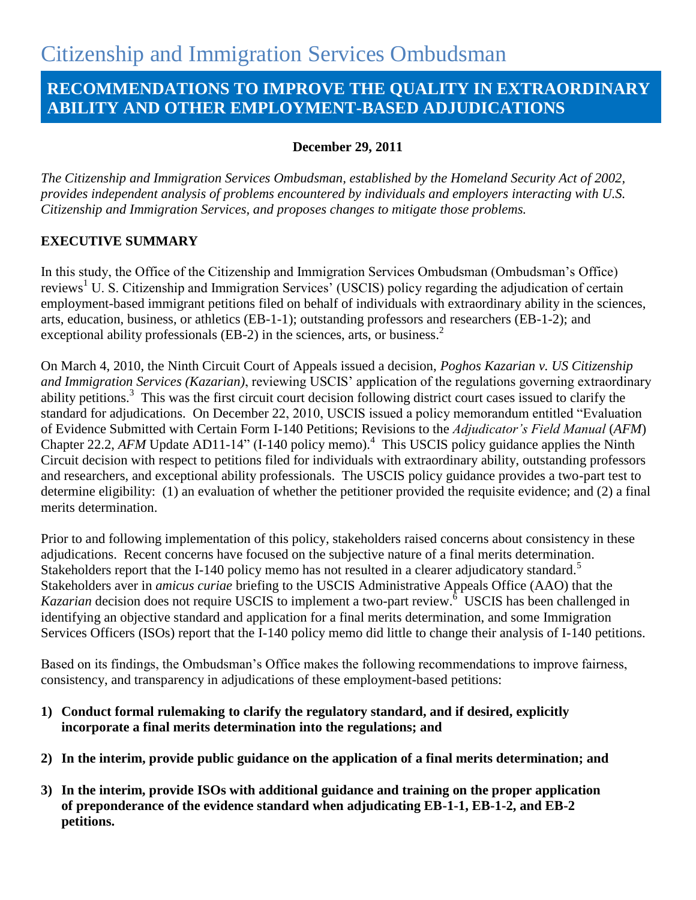# Citizenship and Immigration Services Ombudsman

## RECOMMENDATIONS TO IMPROVE THE QUALITY IN EXTRAORDINARY ABILITY AND OTHER EMPLOYMENT-BASED ADJUDICATIONS

**December 29, 2011**

*The Citizenship and Immigration Services Ombudsman, established by the Homeland Security Act of 2002, provides independent analysis of problems encountered by individuals and employers interacting with U.S. Citizenship and Immigration Services, and proposes changes to mitigate those problems.*

### EXECUTIVE SUMMARY

In this study, the Office of the Citizenship and Immigration Services Ombudsman (Ombudsman's Office) reviews[1] U. S. Citizenship and Immigration Services' (USCIS) policy regarding the adjudication of certain employment-based immigrant petitions filed on behalf of individuals with extraordinary ability in the sciences, arts, education, business, or athletics (EB-1-1); outstanding professors and researchers (EB-1-2); and exceptional ability professionals (EB-2) in the sciences, arts, or business.[2]

On March 4, 2010, the Ninth Circuit Court of Appeals issued a decision, *Poghos Kazarian v. US Citizenship and Immigration Services (Kazarian)*, reviewing USCIS' application of the regulations governing extraordinary ability petitions.[3] This was the first circuit court decision following district court cases issued to clarify the standard for adjudications. On December 22, 2010, USCIS issued a policy memorandum entitled "Evaluation of Evidence Submitted with Certain Form I-140 Petitions; Revisions to the *Adjudicator's Field Manual* (*AFM*) Chapter 22.2, *AFM* Update AD11-14" (I-140 policy memo).[4] This USCIS policy guidance applies the Ninth Circuit decision with respect to petitions filed for individuals with extraordinary ability, outstanding professors and researchers, and exceptional ability professionals. The USCIS policy guidance provides a two-part test to determine eligibility: (1) an evaluation of whether the petitioner provided the requisite evidence; and (2) a final merits determination.

Prior to and following implementation of this policy, stakeholders raised concerns about consistency in these adjudications. Recent concerns have focused on the subjective nature of a final merits determination. Stakeholders report that the I-140 policy memo has not resulted in a clearer adjudicatory standard.[5] Stakeholders aver in *amicus curiae* briefing to the USCIS Administrative Appeals Office (AAO) that the *Kazarian* decision does not require USCIS to implement a two-part review.[6] USCIS has been challenged in identifying an objective standard and application for a final merits determination, and some Immigration Services Officers (ISOs) report that the I-140 policy memo did little to change their analysis of I-140 petitions.

Based on its findings, the Ombudsman's Office makes the following recommendations to improve fairness, consistency, and transparency in adjudications of these employment-based petitions:

1) **Conduct formal rulemaking to clarify the regulatory standard, and if desired, explicitly incorporate a final merits determination into the regulations; and**

2) **In the interim, provide public guidance on the application of a final merits determination; and**

3) **In the interim, provide ISOs with additional guidance and training on the proper application of preponderance of the evidence standard when adjudicating EB-1-1, EB-1-2, and EB-2 petitions.**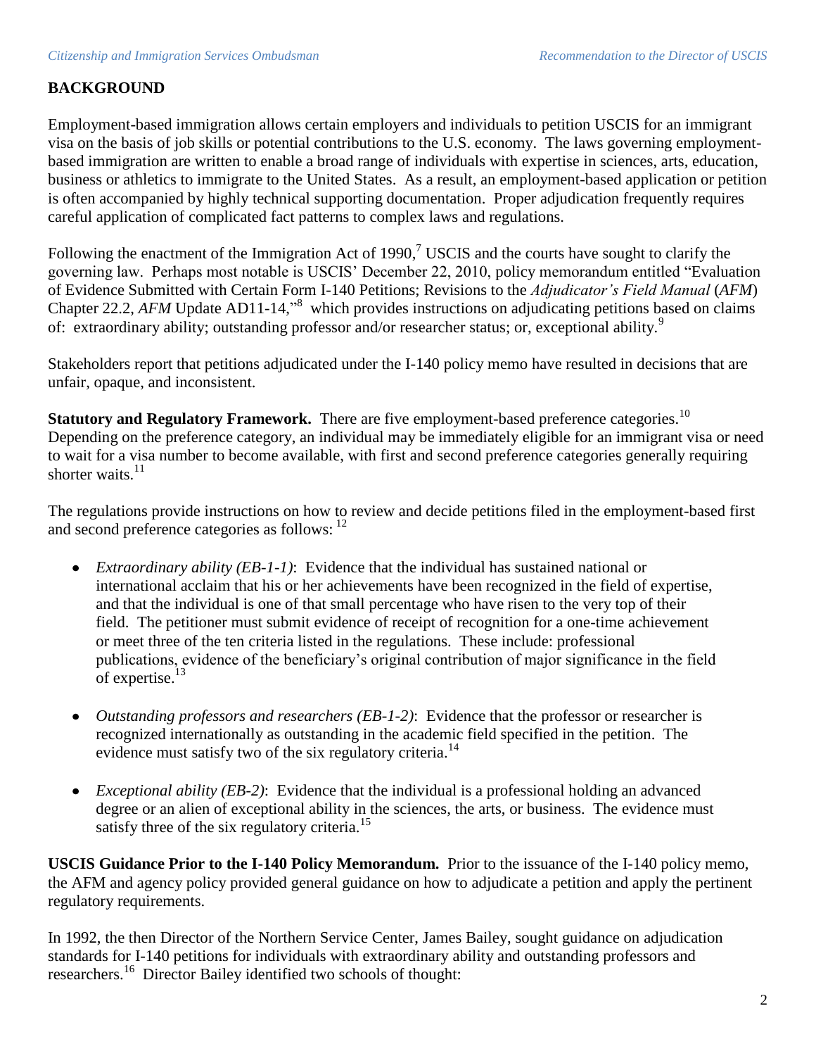## BACKGROUND

Employment-based immigration allows certain employers and individuals to petition USCIS for an immigrant visa on the basis of job skills or potential contributions to the U.S. economy. The laws governing employment-based immigration are written to enable a broad range of individuals with expertise in sciences, arts, education, business or athletics to immigrate to the United States. As a result, an employment-based application or petition is often accompanied by highly technical supporting documentation. Proper adjudication frequently requires careful application of complicated fact patterns to complex laws and regulations.

Following the enactment of the Immigration Act of 1990,[7] USCIS and the courts have sought to clarify the governing law. Perhaps most notable is USCIS' December 22, 2010, policy memorandum entitled "Evaluation of Evidence Submitted with Certain Form I-140 Petitions; Revisions to the *Adjudicator's Field Manual* (*AFM*) Chapter 22.2, *AFM* Update AD11-14,"[8] which provides instructions on adjudicating petitions based on claims of: extraordinary ability; outstanding professor and/or researcher status; or, exceptional ability.[9]

Stakeholders report that petitions adjudicated under the I-140 policy memo have resulted in decisions that are unfair, opaque, and inconsistent.

**Statutory and Regulatory Framework.** There are five employment-based preference categories.[10] Depending on the preference category, an individual may be immediately eligible for an immigrant visa or need to wait for a visa number to become available, with first and second preference categories generally requiring shorter waits.[11]

The regulations provide instructions on how to review and decide petitions filed in the employment-based first and second preference categories as follows: [12]

- *Extraordinary ability (EB-1-1)*: Evidence that the individual has sustained national or international acclaim that his or her achievements have been recognized in the field of expertise, and that the individual is one of that small percentage who have risen to the very top of their field. The petitioner must submit evidence of receipt of recognition for a one-time achievement or meet three of the ten criteria listed in the regulations. These include: professional publications, evidence of the beneficiary's original contribution of major significance in the field of expertise.[13]

- *Outstanding professors and researchers (EB-1-2)*: Evidence that the professor or researcher is recognized internationally as outstanding in the academic field specified in the petition. The evidence must satisfy two of the six regulatory criteria.[14]

- *Exceptional ability (EB-2)*: Evidence that the individual is a professional holding an advanced degree or an alien of exceptional ability in the sciences, the arts, or business. The evidence must satisfy three of the six regulatory criteria.[15]

**USCIS Guidance Prior to the I-140 Policy Memorandum.** Prior to the issuance of the I-140 policy memo, the AFM and agency policy provided general guidance on how to adjudicate a petition and apply the pertinent regulatory requirements.

In 1992, the then Director of the Northern Service Center, James Bailey, sought guidance on adjudication standards for I-140 petitions for individuals with extraordinary ability and outstanding professors and researchers.[16] Director Bailey identified two schools of thought: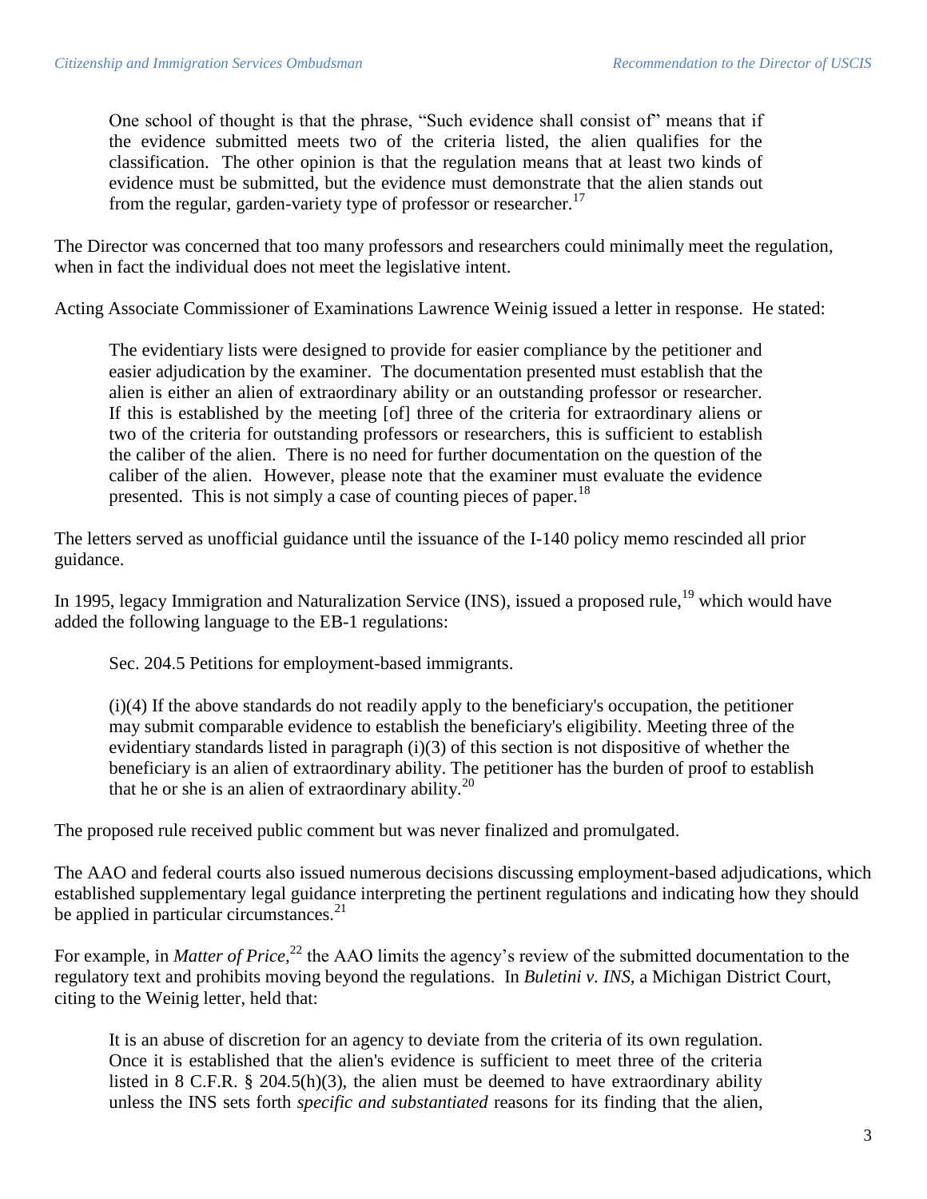> One school of thought is that the phrase, "Such evidence shall consist of" means that if the evidence submitted meets two of the criteria listed, the alien qualifies for the classification. The other opinion is that the regulation means that at least two kinds of evidence must be submitted, but the evidence must demonstrate that the alien stands out from the regular, garden-variety type of professor or researcher.[17]

The Director was concerned that too many professors and researchers could minimally meet the regulation, when in fact the individual does not meet the legislative intent.

Acting Associate Commissioner of Examinations Lawrence Weinig issued a letter in response. He stated:

> The evidentiary lists were designed to provide for easier compliance by the petitioner and easier adjudication by the examiner. The documentation presented must establish that the alien is either an alien of extraordinary ability or an outstanding professor or researcher. If this is established by the meeting [of] three of the criteria for extraordinary aliens or two of the criteria for outstanding professors or researchers, this is sufficient to establish the caliber of the alien. There is no need for further documentation on the question of the caliber of the alien. However, please note that the examiner must evaluate the evidence presented. This is not simply a case of counting pieces of paper.[18]

The letters served as unofficial guidance until the issuance of the I-140 policy memo rescinded all prior guidance.

In 1995, legacy Immigration and Naturalization Service (INS), issued a proposed rule,[19] which would have added the following language to the EB-1 regulations:

> Sec. 204.5 Petitions for employment-based immigrants.
>
> (i)(4) If the above standards do not readily apply to the beneficiary's occupation, the petitioner may submit comparable evidence to establish the beneficiary's eligibility. Meeting three of the evidentiary standards listed in paragraph (i)(3) of this section is not dispositive of whether the beneficiary is an alien of extraordinary ability. The petitioner has the burden of proof to establish that he or she is an alien of extraordinary ability.[20]

The proposed rule received public comment but was never finalized and promulgated.

The AAO and federal courts also issued numerous decisions discussing employment-based adjudications, which established supplementary legal guidance interpreting the pertinent regulations and indicating how they should be applied in particular circumstances.[21]

For example, in *Matter of Price*,[22] the AAO limits the agency's review of the submitted documentation to the regulatory text and prohibits moving beyond the regulations. In *Buletini v. INS*, a Michigan District Court, citing to the Weinig letter, held that:

> It is an abuse of discretion for an agency to deviate from the criteria of its own regulation. Once it is established that the alien's evidence is sufficient to meet three of the criteria listed in 8 C.F.R. § 204.5(h)(3), the alien must be deemed to have extraordinary ability unless the INS sets forth *specific and substantiated* reasons for its finding that the alien,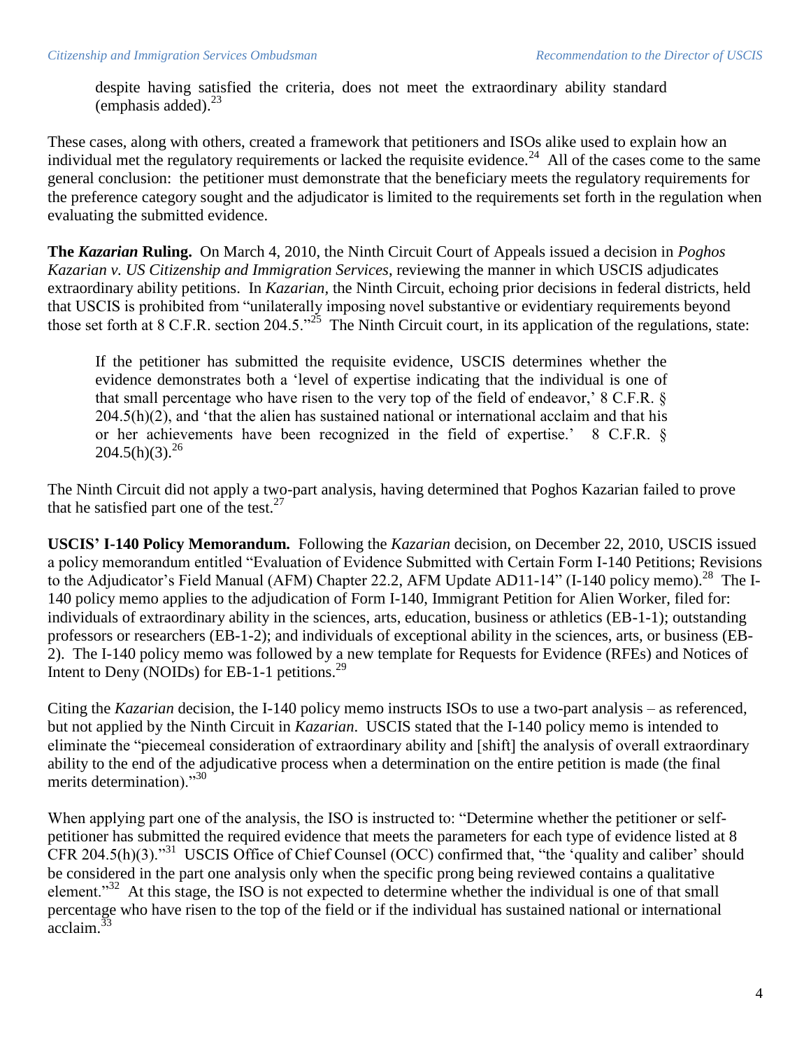> despite having satisfied the criteria, does not meet the extraordinary ability standard (emphasis added).[23]

These cases, along with others, created a framework that petitioners and ISOs alike used to explain how an individual met the regulatory requirements or lacked the requisite evidence.[24] All of the cases come to the same general conclusion: the petitioner must demonstrate that the beneficiary meets the regulatory requirements for the preference category sought and the adjudicator is limited to the requirements set forth in the regulation when evaluating the submitted evidence.

**The *Kazarian* Ruling.** On March 4, 2010, the Ninth Circuit Court of Appeals issued a decision in *Poghos Kazarian v. US Citizenship and Immigration Services*, reviewing the manner in which USCIS adjudicates extraordinary ability petitions. In *Kazarian*, the Ninth Circuit, echoing prior decisions in federal districts, held that USCIS is prohibited from "unilaterally imposing novel substantive or evidentiary requirements beyond those set forth at 8 C.F.R. section 204.5."[25] The Ninth Circuit court, in its application of the regulations, state:

> If the petitioner has submitted the requisite evidence, USCIS determines whether the evidence demonstrates both a 'level of expertise indicating that the individual is one of that small percentage who have risen to the very top of the field of endeavor,' 8 C.F.R. § 204.5(h)(2), and 'that the alien has sustained national or international acclaim and that his or her achievements have been recognized in the field of expertise.' 8 C.F.R. § 204.5(h)(3).[26]

The Ninth Circuit did not apply a two-part analysis, having determined that Poghos Kazarian failed to prove that he satisfied part one of the test.[27]

**USCIS' I-140 Policy Memorandum.** Following the *Kazarian* decision, on December 22, 2010, USCIS issued a policy memorandum entitled "Evaluation of Evidence Submitted with Certain Form I-140 Petitions; Revisions to the Adjudicator's Field Manual (AFM) Chapter 22.2, AFM Update AD11-14" (I-140 policy memo).[28] The I-140 policy memo applies to the adjudication of Form I-140, Immigrant Petition for Alien Worker, filed for: individuals of extraordinary ability in the sciences, arts, education, business or athletics (EB-1-1); outstanding professors or researchers (EB-1-2); and individuals of exceptional ability in the sciences, arts, or business (EB-2). The I-140 policy memo was followed by a new template for Requests for Evidence (RFEs) and Notices of Intent to Deny (NOIDs) for EB-1-1 petitions.[29]

Citing the *Kazarian* decision, the I-140 policy memo instructs ISOs to use a two-part analysis – as referenced, but not applied by the Ninth Circuit in *Kazarian*. USCIS stated that the I-140 policy memo is intended to eliminate the "piecemeal consideration of extraordinary ability and [shift] the analysis of overall extraordinary ability to the end of the adjudicative process when a determination on the entire petition is made (the final merits determination)."[30]

When applying part one of the analysis, the ISO is instructed to: "Determine whether the petitioner or self-petitioner has submitted the required evidence that meets the parameters for each type of evidence listed at 8 CFR 204.5(h)(3)."[31] USCIS Office of Chief Counsel (OCC) confirmed that, "the 'quality and caliber' should be considered in the part one analysis only when the specific prong being reviewed contains a qualitative element."[32] At this stage, the ISO is not expected to determine whether the individual is one of that small percentage who have risen to the top of the field or if the individual has sustained national or international acclaim.[33]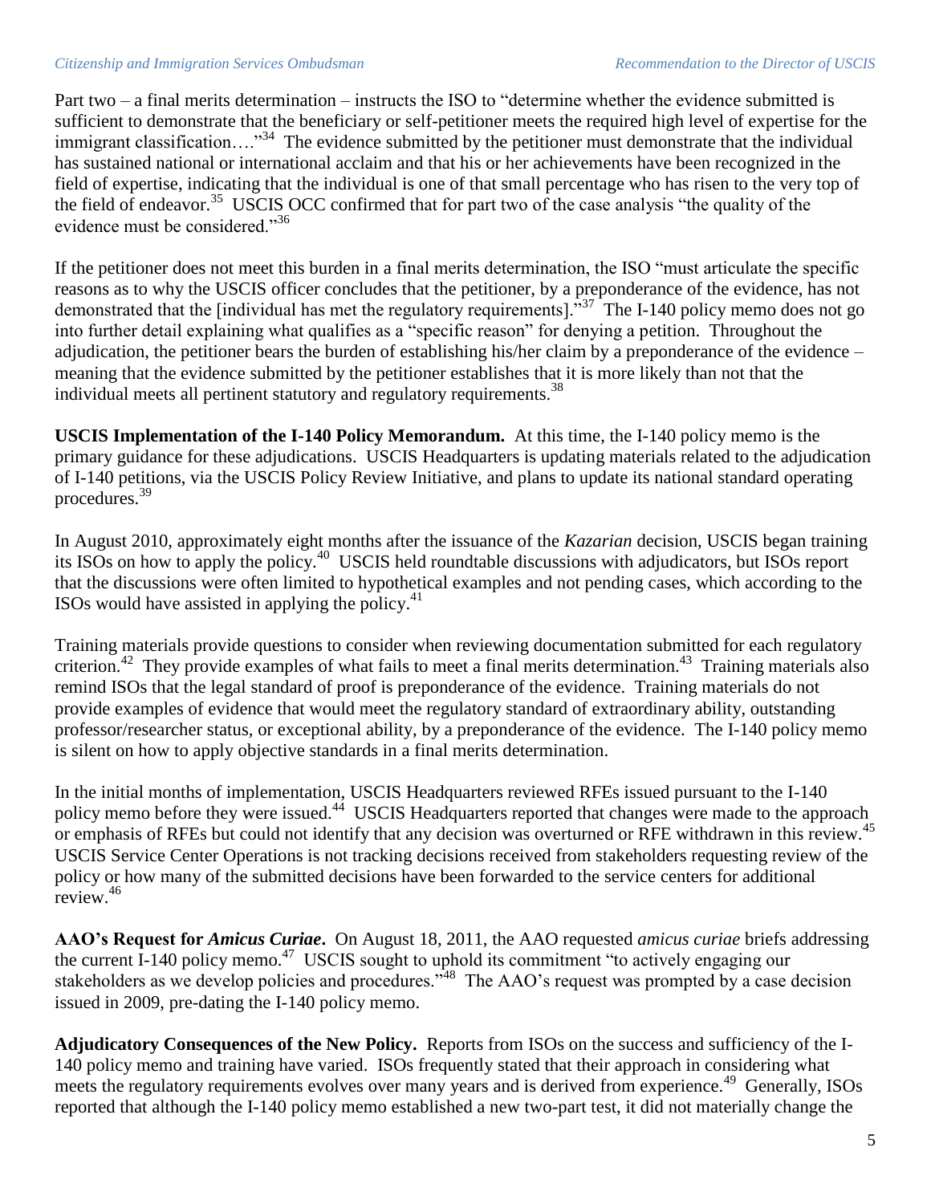Part two – a final merits determination – instructs the ISO to "determine whether the evidence submitted is sufficient to demonstrate that the beneficiary or self-petitioner meets the required high level of expertise for the immigrant classification…."[34] The evidence submitted by the petitioner must demonstrate that the individual has sustained national or international acclaim and that his or her achievements have been recognized in the field of expertise, indicating that the individual is one of that small percentage who has risen to the very top of the field of endeavor.[35] USCIS OCC confirmed that for part two of the case analysis "the quality of the evidence must be considered."[36]

If the petitioner does not meet this burden in a final merits determination, the ISO "must articulate the specific reasons as to why the USCIS officer concludes that the petitioner, by a preponderance of the evidence, has not demonstrated that the [individual has met the regulatory requirements]."[37] The I-140 policy memo does not go into further detail explaining what qualifies as a "specific reason" for denying a petition. Throughout the adjudication, the petitioner bears the burden of establishing his/her claim by a preponderance of the evidence – meaning that the evidence submitted by the petitioner establishes that it is more likely than not that the individual meets all pertinent statutory and regulatory requirements.[38]

**USCIS Implementation of the I-140 Policy Memorandum.** At this time, the I-140 policy memo is the primary guidance for these adjudications. USCIS Headquarters is updating materials related to the adjudication of I-140 petitions, via the USCIS Policy Review Initiative, and plans to update its national standard operating procedures.[39]

In August 2010, approximately eight months after the issuance of the *Kazarian* decision, USCIS began training its ISOs on how to apply the policy.[40] USCIS held roundtable discussions with adjudicators, but ISOs report that the discussions were often limited to hypothetical examples and not pending cases, which according to the ISOs would have assisted in applying the policy.[41]

Training materials provide questions to consider when reviewing documentation submitted for each regulatory criterion.[42] They provide examples of what fails to meet a final merits determination.[43] Training materials also remind ISOs that the legal standard of proof is preponderance of the evidence. Training materials do not provide examples of evidence that would meet the regulatory standard of extraordinary ability, outstanding professor/researcher status, or exceptional ability, by a preponderance of the evidence. The I-140 policy memo is silent on how to apply objective standards in a final merits determination.

In the initial months of implementation, USCIS Headquarters reviewed RFEs issued pursuant to the I-140 policy memo before they were issued.[44] USCIS Headquarters reported that changes were made to the approach or emphasis of RFEs but could not identify that any decision was overturned or RFE withdrawn in this review.[45] USCIS Service Center Operations is not tracking decisions received from stakeholders requesting review of the policy or how many of the submitted decisions have been forwarded to the service centers for additional review.[46]

**AAO's Request for *Amicus Curiae*.** On August 18, 2011, the AAO requested *amicus curiae* briefs addressing the current I-140 policy memo.[47] USCIS sought to uphold its commitment "to actively engaging our stakeholders as we develop policies and procedures."[48] The AAO's request was prompted by a case decision issued in 2009, pre-dating the I-140 policy memo.

**Adjudicatory Consequences of the New Policy.** Reports from ISOs on the success and sufficiency of the I-140 policy memo and training have varied. ISOs frequently stated that their approach in considering what meets the regulatory requirements evolves over many years and is derived from experience.[49] Generally, ISOs reported that although the I-140 policy memo established a new two-part test, it did not materially change the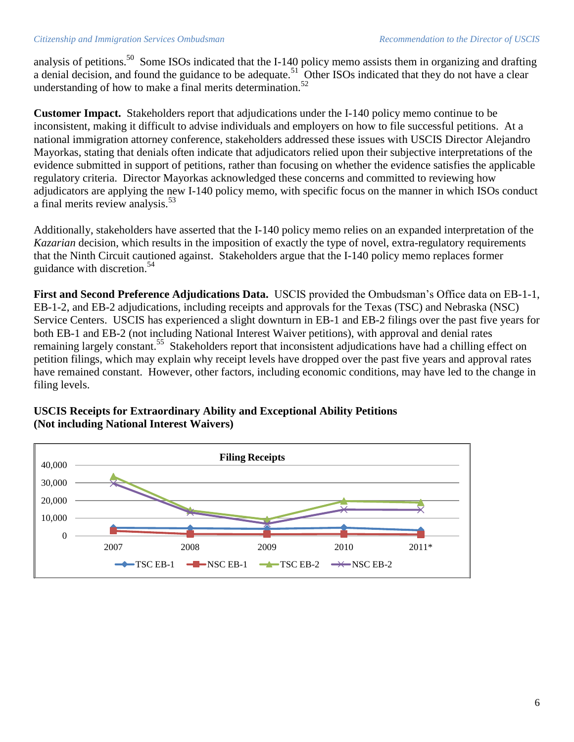analysis of petitions.[50] Some ISOs indicated that the I-140 policy memo assists them in organizing and drafting a denial decision, and found the guidance to be adequate.[51] Other ISOs indicated that they do not have a clear understanding of how to make a final merits determination.[52]

**Customer Impact.** Stakeholders report that adjudications under the I-140 policy memo continue to be inconsistent, making it difficult to advise individuals and employers on how to file successful petitions. At a national immigration attorney conference, stakeholders addressed these issues with USCIS Director Alejandro Mayorkas, stating that denials often indicate that adjudicators relied upon their subjective interpretations of the evidence submitted in support of petitions, rather than focusing on whether the evidence satisfies the applicable regulatory criteria. Director Mayorkas acknowledged these concerns and committed to reviewing how adjudicators are applying the new I-140 policy memo, with specific focus on the manner in which ISOs conduct a final merits review analysis.[53]

Additionally, stakeholders have asserted that the I-140 policy memo relies on an expanded interpretation of the *Kazarian* decision, which results in the imposition of exactly the type of novel, extra-regulatory requirements that the Ninth Circuit cautioned against. Stakeholders argue that the I-140 policy memo replaces former guidance with discretion.[54]

**First and Second Preference Adjudications Data.** USCIS provided the Ombudsman's Office data on EB-1-1, EB-1-2, and EB-2 adjudications, including receipts and approvals for the Texas (TSC) and Nebraska (NSC) Service Centers. USCIS has experienced a slight downturn in EB-1 and EB-2 filings over the past five years for both EB-1 and EB-2 (not including National Interest Waiver petitions), with approval and denial rates remaining largely constant.[55] Stakeholders report that inconsistent adjudications have had a chilling effect on petition filings, which may explain why receipt levels have dropped over the past five years and approval rates have remained constant. However, other factors, including economic conditions, may have led to the change in filing levels.

**USCIS Receipts for Extraordinary Ability and Exceptional Ability Petitions (Not including National Interest Waivers)**

**Filing Receipts**

Legend: TSC EB-1, NSC EB-1, TSC EB-2, NSC EB-2

Y-axis: 0; 10,000; 20,000; 30,000; 40,000

X-axis: 2007; 2008; 2009; 2010; 2011*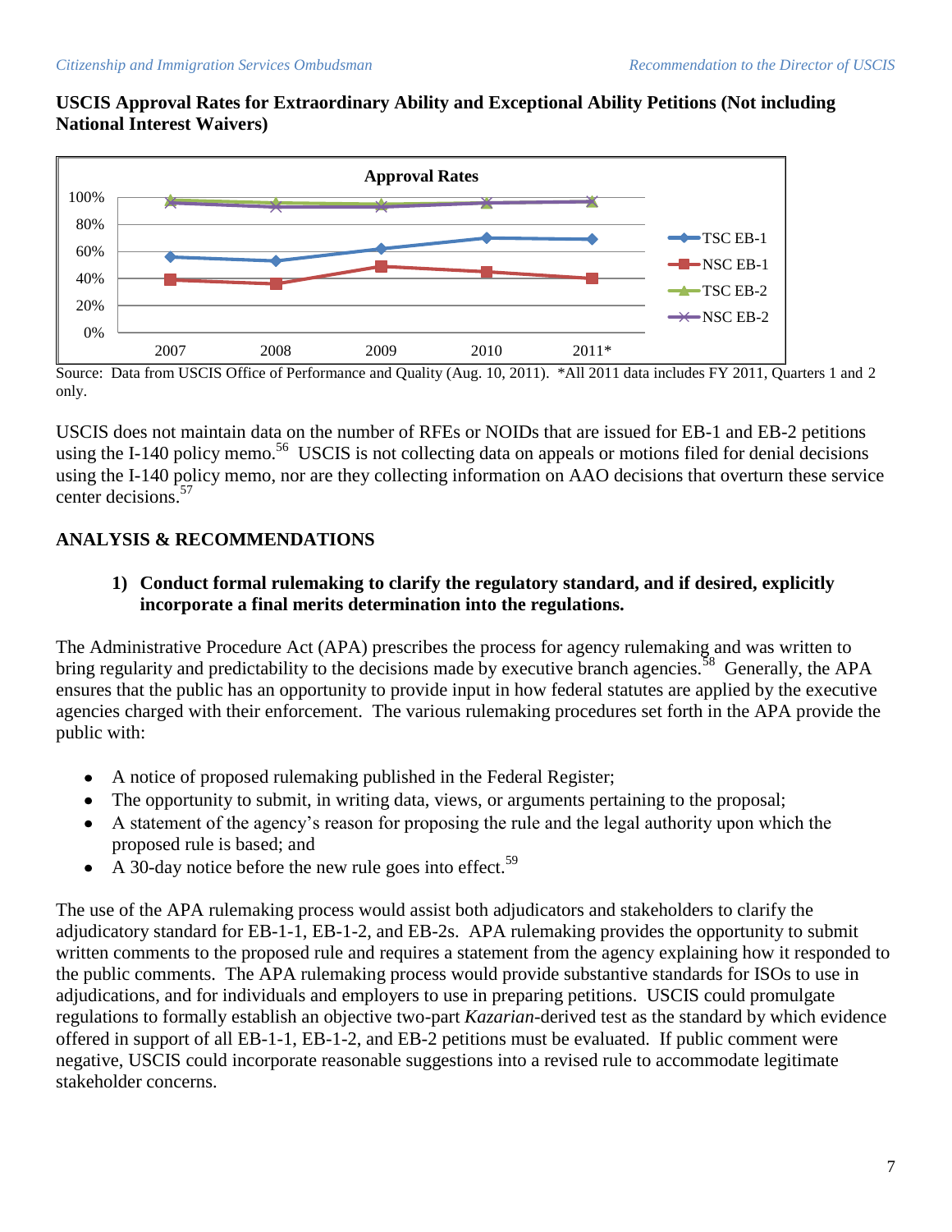**USCIS Approval Rates for Extraordinary Ability and Exceptional Ability Petitions (Not including National Interest Waivers)**

Source: Data from USCIS Office of Performance and Quality (Aug. 10, 2011). *All 2011 data includes FY 2011, Quarters 1 and 2 only.

USCIS does not maintain data on the number of RFEs or NOIDs that are issued for EB-1 and EB-2 petitions using the I-140 policy memo.[56] USCIS is not collecting data on appeals or motions filed for denial decisions using the I-140 policy memo, nor are they collecting information on AAO decisions that overturn these service center decisions.[57]

## ANALYSIS & RECOMMENDATIONS

### 1) Conduct formal rulemaking to clarify the regulatory standard, and if desired, explicitly incorporate a final merits determination into the regulations.

The Administrative Procedure Act (APA) prescribes the process for agency rulemaking and was written to bring regularity and predictability to the decisions made by executive branch agencies.[58] Generally, the APA ensures that the public has an opportunity to provide input in how federal statutes are applied by the executive agencies charged with their enforcement. The various rulemaking procedures set forth in the APA provide the public with:

- A notice of proposed rulemaking published in the Federal Register;
- The opportunity to submit, in writing data, views, or arguments pertaining to the proposal;
- A statement of the agency's reason for proposing the rule and the legal authority upon which the proposed rule is based; and
- A 30-day notice before the new rule goes into effect.[59]

The use of the APA rulemaking process would assist both adjudicators and stakeholders to clarify the adjudicatory standard for EB-1-1, EB-1-2, and EB-2s. APA rulemaking provides the opportunity to submit written comments to the proposed rule and requires a statement from the agency explaining how it responded to the public comments. The APA rulemaking process would provide substantive standards for ISOs to use in adjudications, and for individuals and employers to use in preparing petitions. USCIS could promulgate regulations to formally establish an objective two-part *Kazarian*-derived test as the standard by which evidence offered in support of all EB-1-1, EB-1-2, and EB-2 petitions must be evaluated. If public comment were negative, USCIS could incorporate reasonable suggestions into a revised rule to accommodate legitimate stakeholder concerns.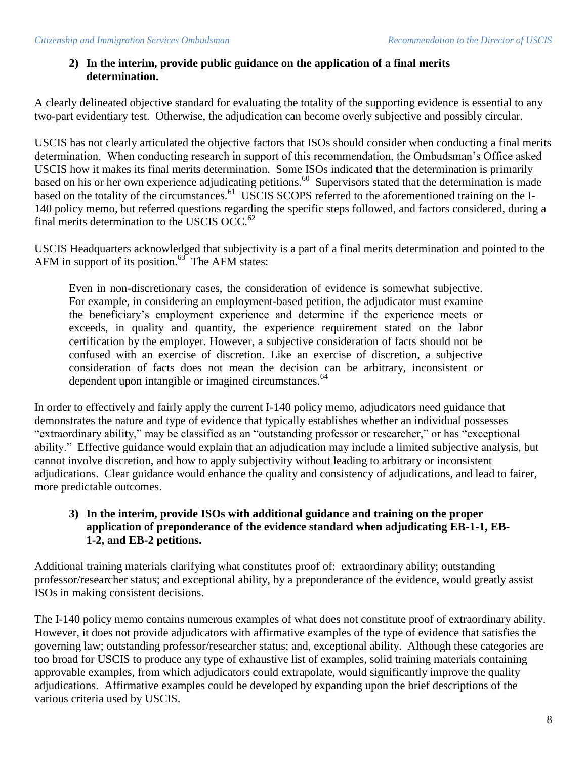**2) In the interim, provide public guidance on the application of a final merits determination.**

A clearly delineated objective standard for evaluating the totality of the supporting evidence is essential to any two-part evidentiary test. Otherwise, the adjudication can become overly subjective and possibly circular.

USCIS has not clearly articulated the objective factors that ISOs should consider when conducting a final merits determination. When conducting research in support of this recommendation, the Ombudsman's Office asked USCIS how it makes its final merits determination. Some ISOs indicated that the determination is primarily based on his or her own experience adjudicating petitions.[60] Supervisors stated that the determination is made based on the totality of the circumstances.[61] USCIS SCOPS referred to the aforementioned training on the I-140 policy memo, but referred questions regarding the specific steps followed, and factors considered, during a final merits determination to the USCIS OCC.[62]

USCIS Headquarters acknowledged that subjectivity is a part of a final merits determination and pointed to the AFM in support of its position.[63] The AFM states:

> Even in non-discretionary cases, the consideration of evidence is somewhat subjective. For example, in considering an employment-based petition, the adjudicator must examine the beneficiary's employment experience and determine if the experience meets or exceeds, in quality and quantity, the experience requirement stated on the labor certification by the employer. However, a subjective consideration of facts should not be confused with an exercise of discretion. Like an exercise of discretion, a subjective consideration of facts does not mean the decision can be arbitrary, inconsistent or dependent upon intangible or imagined circumstances.[64]

In order to effectively and fairly apply the current I-140 policy memo, adjudicators need guidance that demonstrates the nature and type of evidence that typically establishes whether an individual possesses "extraordinary ability," may be classified as an "outstanding professor or researcher," or has "exceptional ability." Effective guidance would explain that an adjudication may include a limited subjective analysis, but cannot involve discretion, and how to apply subjectivity without leading to arbitrary or inconsistent adjudications. Clear guidance would enhance the quality and consistency of adjudications, and lead to fairer, more predictable outcomes.

**3) In the interim, provide ISOs with additional guidance and training on the proper application of preponderance of the evidence standard when adjudicating EB-1-1, EB-1-2, and EB-2 petitions.**

Additional training materials clarifying what constitutes proof of: extraordinary ability; outstanding professor/researcher status; and exceptional ability, by a preponderance of the evidence, would greatly assist ISOs in making consistent decisions.

The I-140 policy memo contains numerous examples of what does not constitute proof of extraordinary ability. However, it does not provide adjudicators with affirmative examples of the type of evidence that satisfies the governing law; outstanding professor/researcher status; and, exceptional ability. Although these categories are too broad for USCIS to produce any type of exhaustive list of examples, solid training materials containing approvable examples, from which adjudicators could extrapolate, would significantly improve the quality adjudications. Affirmative examples could be developed by expanding upon the brief descriptions of the various criteria used by USCIS.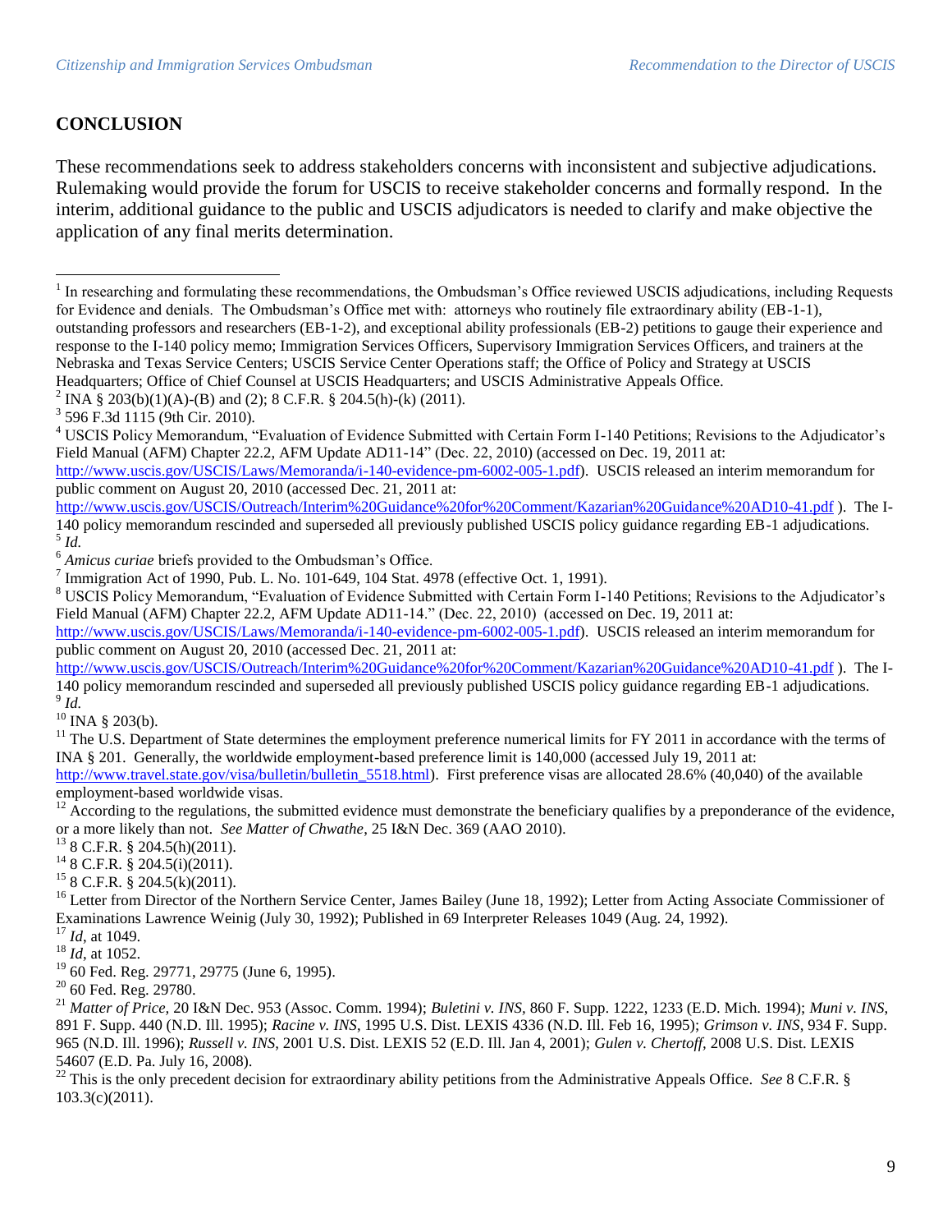## CONCLUSION

These recommendations seek to address stakeholders concerns with inconsistent and subjective adjudications. Rulemaking would provide the forum for USCIS to receive stakeholder concerns and formally respond. In the interim, additional guidance to the public and USCIS adjudicators is needed to clarify and make objective the application of any final merits determination.

---

[1] In researching and formulating these recommendations, the Ombudsman's Office reviewed USCIS adjudications, including Requests for Evidence and denials. The Ombudsman's Office met with: attorneys who routinely file extraordinary ability (EB-1-1), outstanding professors and researchers (EB-1-2), and exceptional ability professionals (EB-2) petitions to gauge their experience and response to the I-140 policy memo; Immigration Services Officers, Supervisory Immigration Services Officers, and trainers at the Nebraska and Texas Service Centers; USCIS Service Center Operations staff; the Office of Policy and Strategy at USCIS Headquarters; Office of Chief Counsel at USCIS Headquarters; and USCIS Administrative Appeals Office.

[2] INA § 203(b)(1)(A)-(B) and (2); 8 C.F.R. § 204.5(h)-(k) (2011).

[3] 596 F.3d 1115 (9th Cir. 2010).

[4] USCIS Policy Memorandum, "Evaluation of Evidence Submitted with Certain Form I-140 Petitions; Revisions to the Adjudicator's Field Manual (AFM) Chapter 22.2, AFM Update AD11-14" (Dec. 22, 2010) (accessed on Dec. 19, 2011 at: http://www.uscis.gov/USCIS/Laws/Memoranda/i-140-evidence-pm-6002-005-1.pdf). USCIS released an interim memorandum for public comment on August 20, 2010 (accessed Dec. 21, 2011 at: http://www.uscis.gov/USCIS/Outreach/Interim%20Guidance%20for%20Comment/Kazarian%20Guidance%20AD10-41.pdf ). The I-140 policy memorandum rescinded and superseded all previously published USCIS policy guidance regarding EB-1 adjudications.

[5] *Id.*

[6] *Amicus curiae* briefs provided to the Ombudsman's Office.

[7] Immigration Act of 1990, Pub. L. No. 101-649, 104 Stat. 4978 (effective Oct. 1, 1991).

[8] USCIS Policy Memorandum, "Evaluation of Evidence Submitted with Certain Form I-140 Petitions; Revisions to the Adjudicator's Field Manual (AFM) Chapter 22.2, AFM Update AD11-14." (Dec. 22, 2010) (accessed on Dec. 19, 2011 at: http://www.uscis.gov/USCIS/Laws/Memoranda/i-140-evidence-pm-6002-005-1.pdf). USCIS released an interim memorandum for public comment on August 20, 2010 (accessed Dec. 21, 2011 at: http://www.uscis.gov/USCIS/Outreach/Interim%20Guidance%20for%20Comment/Kazarian%20Guidance%20AD10-41.pdf ). The I-140 policy memorandum rescinded and superseded all previously published USCIS policy guidance regarding EB-1 adjudications.

[9] *Id.*

[10] INA § 203(b).

[11] The U.S. Department of State determines the employment preference numerical limits for FY 2011 in accordance with the terms of INA § 201. Generally, the worldwide employment-based preference limit is 140,000 (accessed July 19, 2011 at: http://www.travel.state.gov/visa/bulletin/bulletin_5518.html). First preference visas are allocated 28.6% (40,040) of the available employment-based worldwide visas.

[12] According to the regulations, the submitted evidence must demonstrate the beneficiary qualifies by a preponderance of the evidence, or a more likely than not. *See Matter of Chwathe*, 25 I&N Dec. 369 (AAO 2010).

[13] 8 C.F.R. § 204.5(h)(2011).

[14] 8 C.F.R. § 204.5(i)(2011).

[15] 8 C.F.R. § 204.5(k)(2011).

[16] Letter from Director of the Northern Service Center, James Bailey (June 18, 1992); Letter from Acting Associate Commissioner of Examinations Lawrence Weinig (July 30, 1992); Published in 69 Interpreter Releases 1049 (Aug. 24, 1992).

[17] *Id*, at 1049.

[18] *Id*, at 1052.

[19] 60 Fed. Reg. 29771, 29775 (June 6, 1995).

[20] 60 Fed. Reg. 29780.

[21] *Matter of Price,* 20 I&N Dec. 953 (Assoc. Comm. 1994); *Buletini v. INS*, 860 F. Supp. 1222, 1233 (E.D. Mich. 1994); *Muni v. INS*, 891 F. Supp. 440 (N.D. Ill. 1995); *Racine v. INS*, 1995 U.S. Dist. LEXIS 4336 (N.D. Ill. Feb 16, 1995); *Grimson v. INS*, 934 F. Supp. 965 (N.D. Ill. 1996); *Russell v. INS*, 2001 U.S. Dist. LEXIS 52 (E.D. Ill. Jan 4, 2001); *Gulen v. Chertoff,* 2008 U.S. Dist. LEXIS 54607 (E.D. Pa. July 16, 2008).

[22] This is the only precedent decision for extraordinary ability petitions from the Administrative Appeals Office. *See* 8 C.F.R. § 103.3(c)(2011).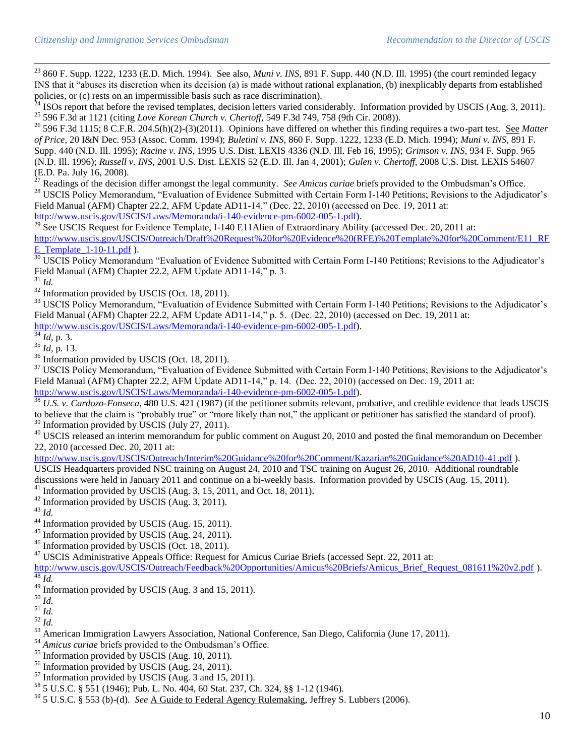[23] 860 F. Supp. 1222, 1233 (E.D. Mich. 1994). See also, *Muni v. INS*, 891 F. Supp. 440 (N.D. Ill. 1995) (the court reminded legacy INS that it "abuses its discretion when its decision (a) is made without rational explanation, (b) inexplicably departs from established policies, or (c) rests on an impermissible basis such as race discrimination).

[24] ISOs report that before the revised templates, decision letters varied considerably. Information provided by USCIS (Aug. 3, 2011).

[25] 596 F.3d at 1121 (citing *Love Korean Church v. Chertoff*, 549 F.3d 749, 758 (9th Cir. 2008)).

[26] 596 F.3d 1115; 8 C.F.R. 204.5(h)(2)-(3)(2011). Opinions have differed on whether this finding requires a two-part test. See *Matter of Price*, 20 I&N Dec. 953 (Assoc. Comm. 1994); *Buletini v. INS*, 860 F. Supp. 1222, 1233 (E.D. Mich. 1994); *Muni v. INS*, 891 F. Supp. 440 (N.D. Ill. 1995); *Racine v. INS*, 1995 U.S. Dist. LEXIS 4336 (N.D. Ill. Feb 16, 1995); *Grimson v. INS*, 934 F. Supp. 965 (N.D. Ill. 1996); *Russell v. INS*, 2001 U.S. Dist. LEXIS 52 (E.D. Ill. Jan 4, 2001); *Gulen v. Chertoff*, 2008 U.S. Dist. LEXIS 54607 (E.D. Pa. July 16, 2008).

[27] Readings of the decision differ amongst the legal community. *See Amicus curiae* briefs provided to the Ombudsman's Office.

[28] USCIS Policy Memorandum, "Evaluation of Evidence Submitted with Certain Form I-140 Petitions; Revisions to the Adjudicator's Field Manual (AFM) Chapter 22.2, AFM Update AD11-14." (Dec. 22, 2010) (accessed on Dec. 19, 2011 at: http://www.uscis.gov/USCIS/Laws/Memoranda/i-140-evidence-pm-6002-005-1.pdf).

[29] See USCIS Request for Evidence Template, I-140 E11Alien of Extraordinary Ability (accessed Dec. 20, 2011 at: http://www.uscis.gov/USCIS/Outreach/Draft%20Request%20for%20Evidence%20(RFE)%20Template%20for%20Comment/E11_RFE_Template_1-10-11.pdf ).

[30] USCIS Policy Memorandum "Evaluation of Evidence Submitted with Certain Form I-140 Petitions; Revisions to the Adjudicator's Field Manual (AFM) Chapter 22.2, AFM Update AD11-14," p. 3.

[31] *Id.*

[32] Information provided by USCIS (Oct. 18, 2011).

[33] USCIS Policy Memorandum, "Evaluation of Evidence Submitted with Certain Form I-140 Petitions; Revisions to the Adjudicator's Field Manual (AFM) Chapter 22.2, AFM Update AD11-14," p. 5. (Dec. 22, 2010) (accessed on Dec. 19, 2011 at: http://www.uscis.gov/USCIS/Laws/Memoranda/i-140-evidence-pm-6002-005-1.pdf).

[34] *Id*, p. 3.

[35] *Id*, p. 13.

[36] Information provided by USCIS (Oct. 18, 2011).

[37] USCIS Policy Memorandum, "Evaluation of Evidence Submitted with Certain Form I-140 Petitions; Revisions to the Adjudicator's Field Manual (AFM) Chapter 22.2, AFM Update AD11-14," p. 14. (Dec. 22, 2010) (accessed on Dec. 19, 2011 at: http://www.uscis.gov/USCIS/Laws/Memoranda/i-140-evidence-pm-6002-005-1.pdf).

[38] *U.S. v. Cardozo-Fonseca*, 480 U.S. 421 (1987) (if the petitioner submits relevant, probative, and credible evidence that leads USCIS to believe that the claim is "probably true" or "more likely than not," the applicant or petitioner has satisfied the standard of proof).

[39] Information provided by USCIS (July 27, 2011).

[40] USCIS released an interim memorandum for public comment on August 20, 2010 and posted the final memorandum on December 22, 2010 (accessed Dec. 20, 2011 at: http://www.uscis.gov/USCIS/Outreach/Interim%20Guidance%20for%20Comment/Kazarian%20Guidance%20AD10-41.pdf ). USCIS Headquarters provided NSC training on August 24, 2010 and TSC training on August 26, 2010. Additional roundtable discussions were held in January 2011 and continue on a bi-weekly basis. Information provided by USCIS (Aug. 15, 2011).

[41] Information provided by USCIS (Aug. 3, 15, 2011, and Oct. 18, 2011).

[42] Information provided by USCIS (Aug. 3, 2011).

[43] *Id.*

[44] Information provided by USCIS (Aug. 15, 2011).

[45] Information provided by USCIS (Aug. 24, 2011).

[46] Information provided by USCIS (Oct. 18, 2011).

[47] USCIS Administrative Appeals Office: Request for Amicus Curiae Briefs (accessed Sept. 22, 2011 at: http://www.uscis.gov/USCIS/Outreach/Feedback%20Opportunities/Amicus%20Briefs/Amicus_Brief_Request_081611%20v2.pdf ).

[48] *Id.*

[49] Information provided by USCIS (Aug. 3 and 15, 2011).

[50] *Id.*

[51] *Id.*

[52] *Id.*

[53] American Immigration Lawyers Association, National Conference, San Diego, California (June 17, 2011).

[54] *Amicus curiae* briefs provided to the Ombudsman's Office.

[55] Information provided by USCIS (Aug. 10, 2011).

[56] Information provided by USCIS (Aug. 24, 2011).

[57] Information provided by USCIS (Aug. 3 and 15, 2011).

[58] 5 U.S.C. § 551 (1946); Pub. L. No. 404, 60 Stat. 237, Ch. 324, §§ 1-12 (1946).

[59] 5 U.S.C. § 553 (b)-(d). *See* A Guide to Federal Agency Rulemaking, Jeffrey S. Lubbers (2006).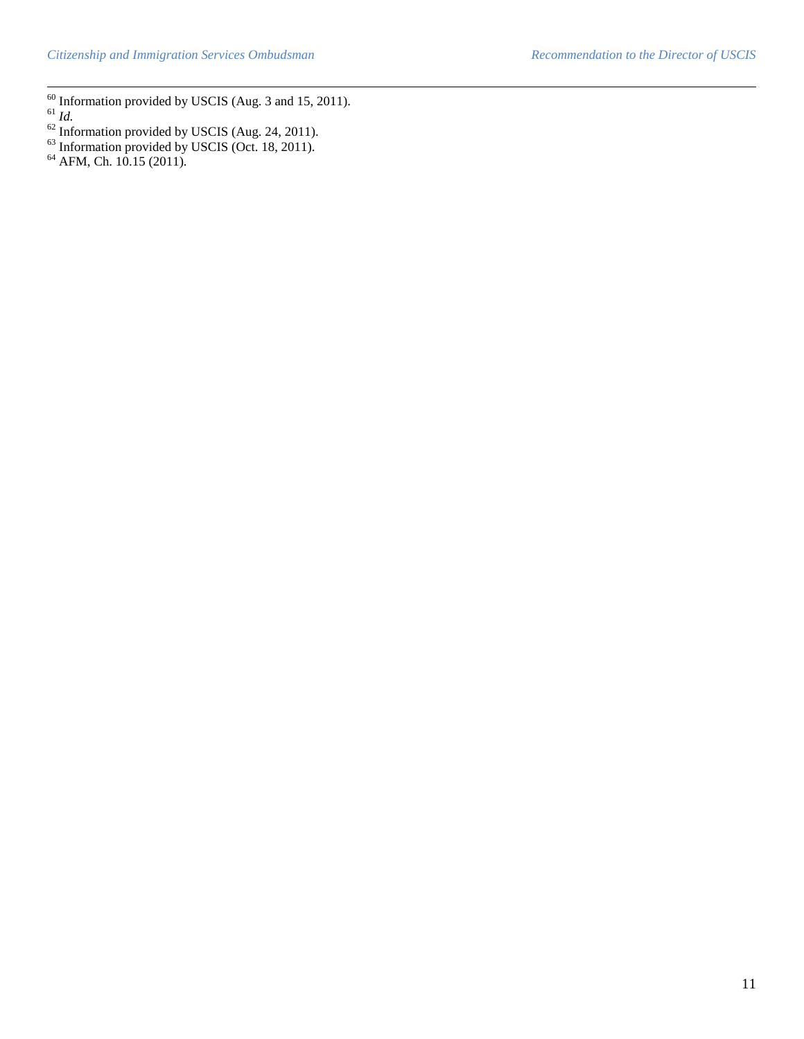[60] Information provided by USCIS (Aug. 3 and 15, 2011).
[61] *Id.*
[62] Information provided by USCIS (Aug. 24, 2011).
[63] Information provided by USCIS (Oct. 18, 2011).
[64] AFM, Ch. 10.15 (2011).